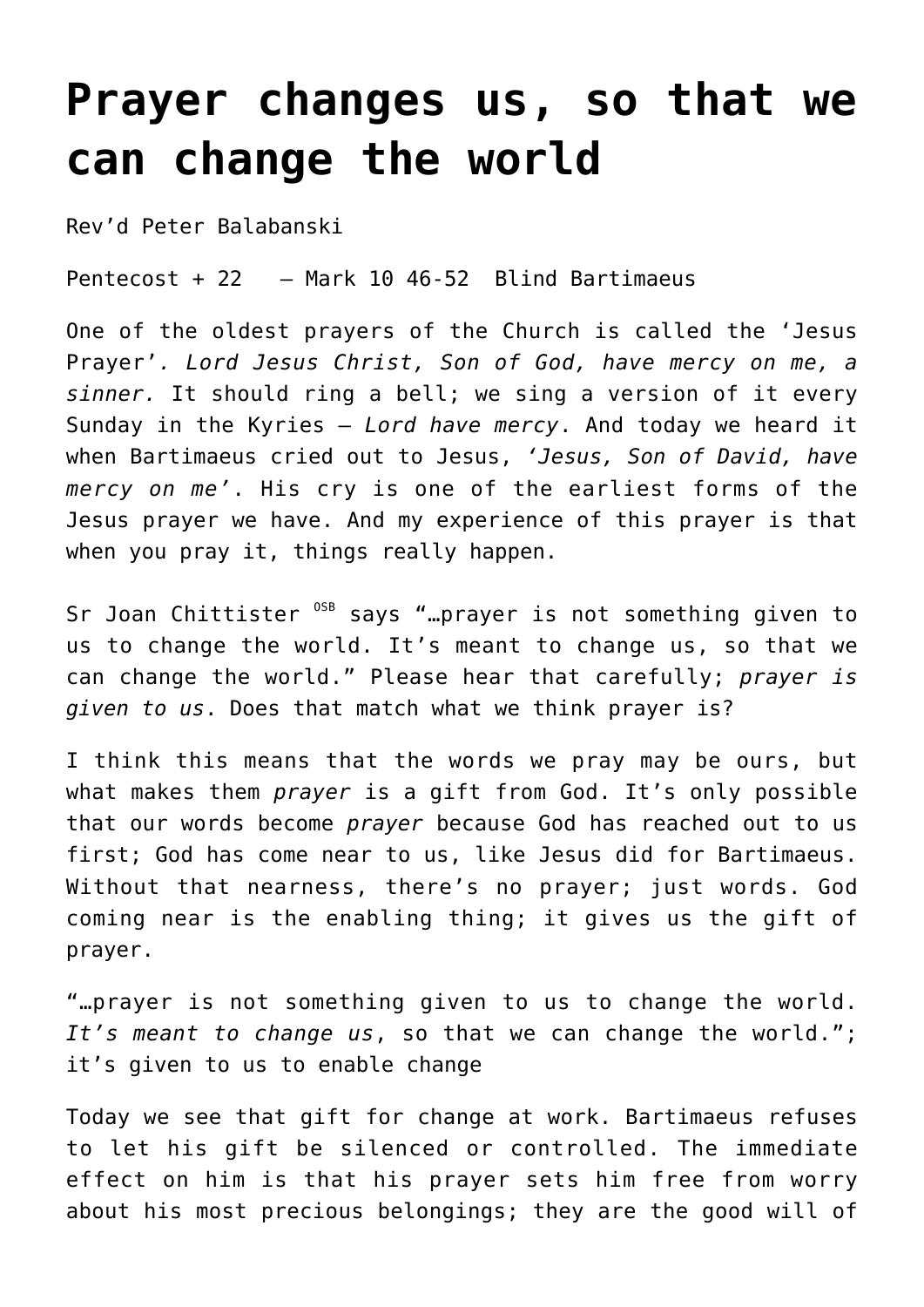# Prayer changes us, so that we can change the world

Rev'd Peter Balabanski

Pentecost + 22 – Mark 10 46-52 Blind Bartimaeus

One of the oldest prayers of the Church is called the 'Jesus Prayer'*. Lord Jesus Christ, Son of God, have mercy on me, a sinner.* It should ring a bell; we sing a version of it every Sunday in the Kyries – *Lord have mercy*. And today we heard it when Bartimaeus cried out to Jesus, *'Jesus, Son of David, have mercy on me'*. His cry is one of the earliest forms of the Jesus prayer we have. And my experience of this prayer is that when you pray it, things really happen.

Sr Joan Chittister [OSB] says "…prayer is not something given to us to change the world. It's meant to change us, so that we can change the world." Please hear that carefully; *prayer is given to us*. Does that match what we think prayer is?

I think this means that the words we pray may be ours, but what makes them *prayer* is a gift from God. It's only possible that our words become *prayer* because God has reached out to us first; God has come near to us, like Jesus did for Bartimaeus. Without that nearness, there's no prayer; just words. God coming near is the enabling thing; it gives us the gift of prayer.

"…prayer is not something given to us to change the world. *It's meant to change us*, so that we can change the world."; it's given to us to enable change

Today we see that gift for change at work. Bartimaeus refuses to let his gift be silenced or controlled. The immediate effect on him is that his prayer sets him free from worry about his most precious belongings; they are the good will of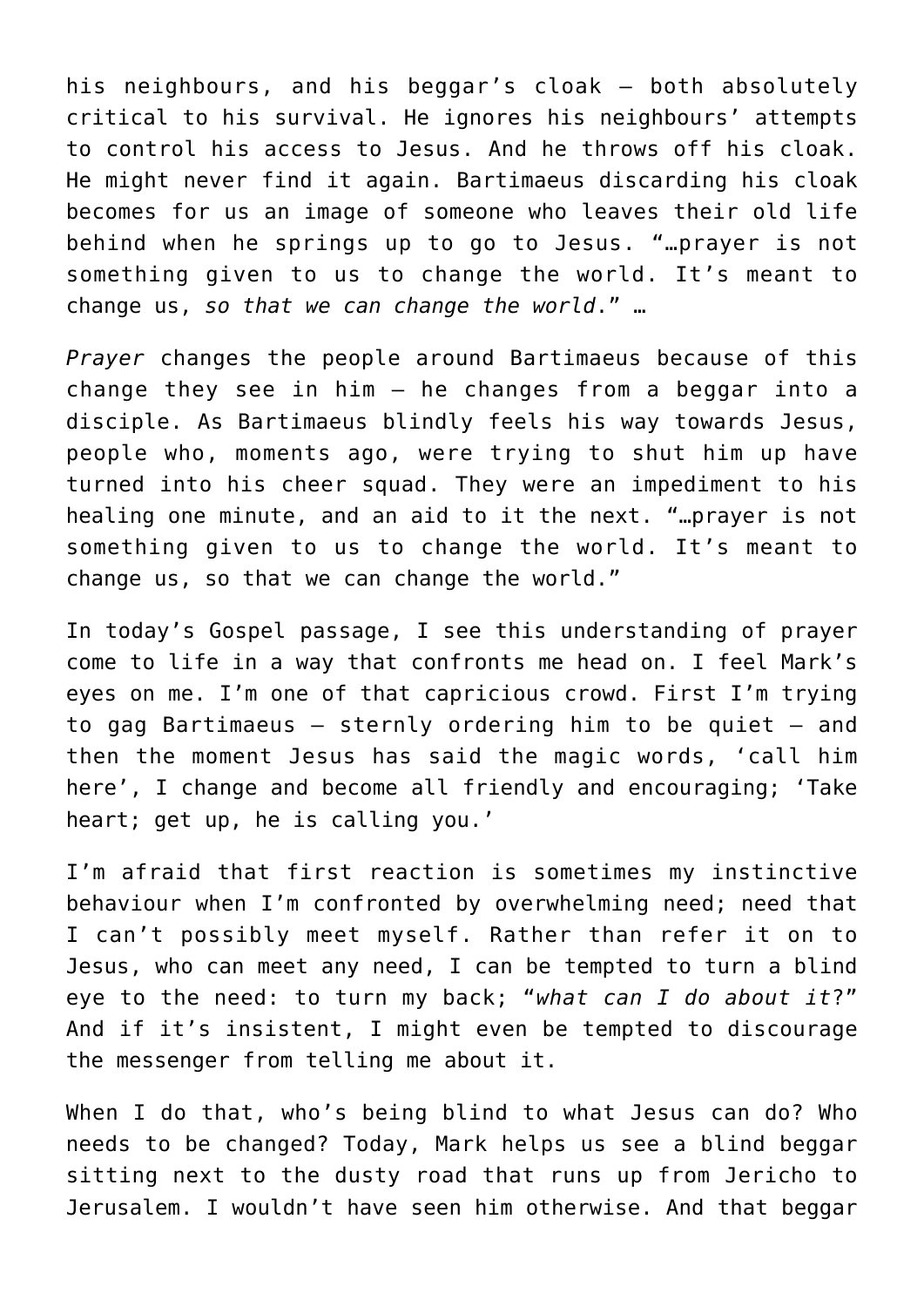his neighbours, and his beggar's cloak – both absolutely critical to his survival. He ignores his neighbours' attempts to control his access to Jesus. And he throws off his cloak. He might never find it again. Bartimaeus discarding his cloak becomes for us an image of someone who leaves their old life behind when he springs up to go to Jesus. "…prayer is not something given to us to change the world. It's meant to change us, *so that we can change the world*." …

*Prayer* changes the people around Bartimaeus because of this change they see in him – he changes from a beggar into a disciple. As Bartimaeus blindly feels his way towards Jesus, people who, moments ago, were trying to shut him up have turned into his cheer squad. They were an impediment to his healing one minute, and an aid to it the next. "…prayer is not something given to us to change the world. It's meant to change us, so that we can change the world."

In today's Gospel passage, I see this understanding of prayer come to life in a way that confronts me head on. I feel Mark's eyes on me. I'm one of that capricious crowd. First I'm trying to gag Bartimaeus – sternly ordering him to be quiet – and then the moment Jesus has said the magic words, 'call him here', I change and become all friendly and encouraging; 'Take heart; get up, he is calling you.'

I'm afraid that first reaction is sometimes my instinctive behaviour when I'm confronted by overwhelming need; need that I can't possibly meet myself. Rather than refer it on to Jesus, who can meet any need, I can be tempted to turn a blind eye to the need: to turn my back; "*what can I do about it*?" And if it's insistent, I might even be tempted to discourage the messenger from telling me about it.

When I do that, who's being blind to what Jesus can do? Who needs to be changed? Today, Mark helps us see a blind beggar sitting next to the dusty road that runs up from Jericho to Jerusalem. I wouldn't have seen him otherwise. And that beggar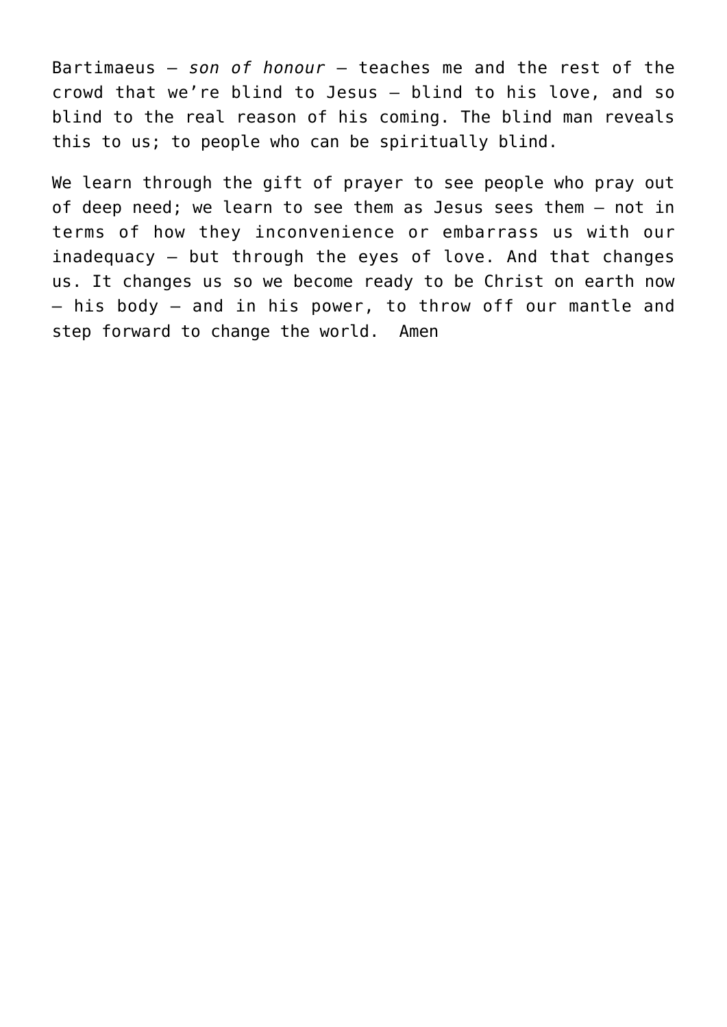Bartimaeus – *son of honour* – teaches me and the rest of the crowd that we're blind to Jesus – blind to his love, and so blind to the real reason of his coming. The blind man reveals this to us; to people who can be spiritually blind.

We learn through the gift of prayer to see people who pray out of deep need; we learn to see them as Jesus sees them – not in terms of how they inconvenience or embarrass us with our inadequacy – but through the eyes of love. And that changes us. It changes us so we become ready to be Christ on earth now – his body – and in his power, to throw off our mantle and step forward to change the world.  Amen